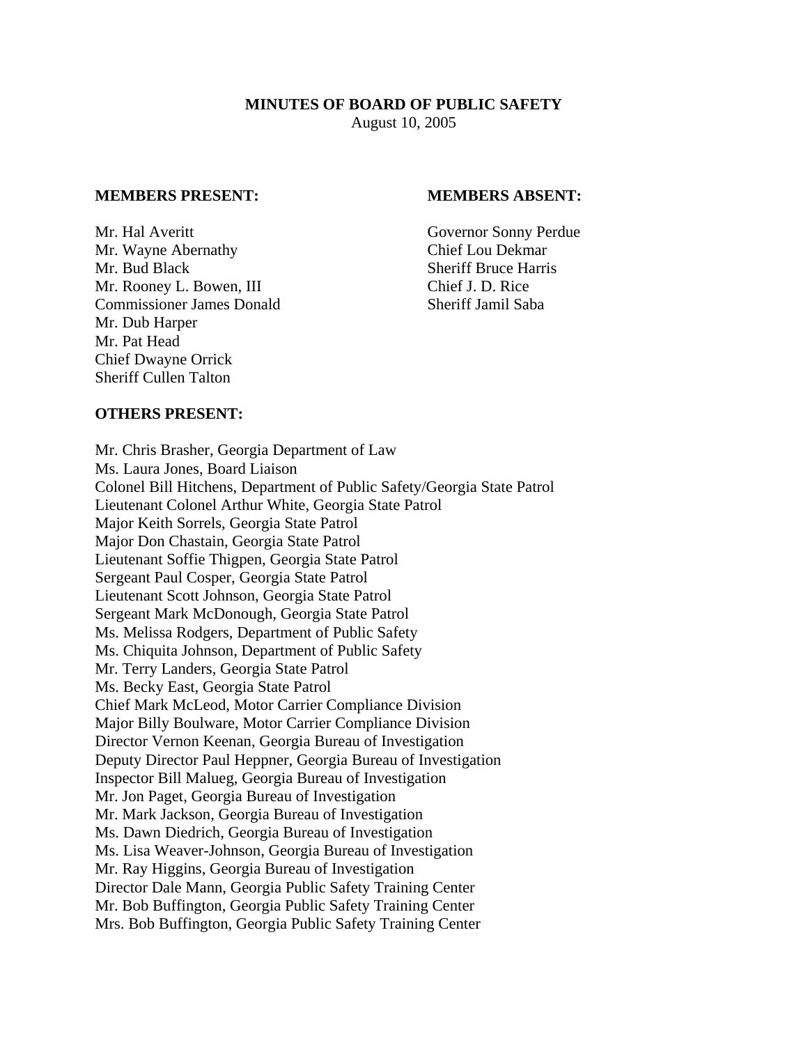**MINUTES OF BOARD OF PUBLIC SAFETY**
August 10, 2005

**MEMBERS PRESENT:**

Mr. Hal Averitt
Mr. Wayne Abernathy
Mr. Bud Black
Mr. Rooney L. Bowen, III
Commissioner James Donald
Mr. Dub Harper
Mr. Pat Head
Chief Dwayne Orrick
Sheriff Cullen Talton

**MEMBERS ABSENT:**

Governor Sonny Perdue
Chief Lou Dekmar
Sheriff Bruce Harris
Chief J. D. Rice
Sheriff Jamil Saba

**OTHERS PRESENT:**

Mr. Chris Brasher, Georgia Department of Law
Ms. Laura Jones, Board Liaison
Colonel Bill Hitchens, Department of Public Safety/Georgia State Patrol
Lieutenant Colonel Arthur White, Georgia State Patrol
Major Keith Sorrels, Georgia State Patrol
Major Don Chastain, Georgia State Patrol
Lieutenant Soffie Thigpen, Georgia State Patrol
Sergeant Paul Cosper, Georgia State Patrol
Lieutenant Scott Johnson, Georgia State Patrol
Sergeant Mark McDonough, Georgia State Patrol
Ms. Melissa Rodgers, Department of Public Safety
Ms. Chiquita Johnson, Department of Public Safety
Mr. Terry Landers, Georgia State Patrol
Ms. Becky East, Georgia State Patrol
Chief Mark McLeod, Motor Carrier Compliance Division
Major Billy Boulware, Motor Carrier Compliance Division
Director Vernon Keenan, Georgia Bureau of Investigation
Deputy Director Paul Heppner, Georgia Bureau of Investigation
Inspector Bill Malueg, Georgia Bureau of Investigation
Mr. Jon Paget, Georgia Bureau of Investigation
Mr. Mark Jackson, Georgia Bureau of Investigation
Ms. Dawn Diedrich, Georgia Bureau of Investigation
Ms. Lisa Weaver-Johnson, Georgia Bureau of Investigation
Mr. Ray Higgins, Georgia Bureau of Investigation
Director Dale Mann, Georgia Public Safety Training Center
Mr. Bob Buffington, Georgia Public Safety Training Center
Mrs. Bob Buffington, Georgia Public Safety Training Center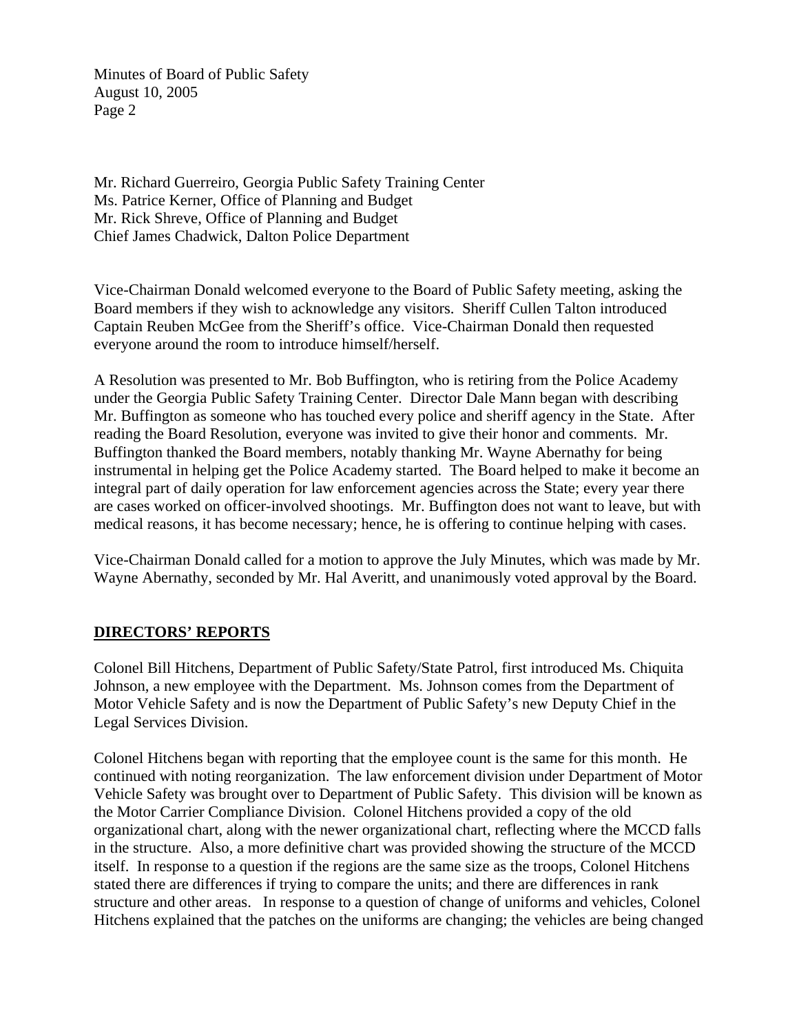Mr. Richard Guerreiro, Georgia Public Safety Training Center
Ms. Patrice Kerner, Office of Planning and Budget
Mr. Rick Shreve, Office of Planning and Budget
Chief James Chadwick, Dalton Police Department

Vice-Chairman Donald welcomed everyone to the Board of Public Safety meeting, asking the Board members if they wish to acknowledge any visitors. Sheriff Cullen Talton introduced Captain Reuben McGee from the Sheriff's office. Vice-Chairman Donald then requested everyone around the room to introduce himself/herself.

A Resolution was presented to Mr. Bob Buffington, who is retiring from the Police Academy under the Georgia Public Safety Training Center. Director Dale Mann began with describing Mr. Buffington as someone who has touched every police and sheriff agency in the State. After reading the Board Resolution, everyone was invited to give their honor and comments. Mr. Buffington thanked the Board members, notably thanking Mr. Wayne Abernathy for being instrumental in helping get the Police Academy started. The Board helped to make it become an integral part of daily operation for law enforcement agencies across the State; every year there are cases worked on officer-involved shootings. Mr. Buffington does not want to leave, but with medical reasons, it has become necessary; hence, he is offering to continue helping with cases.

Vice-Chairman Donald called for a motion to approve the July Minutes, which was made by Mr. Wayne Abernathy, seconded by Mr. Hal Averitt, and unanimously voted approval by the Board.

## DIRECTORS' REPORTS

Colonel Bill Hitchens, Department of Public Safety/State Patrol, first introduced Ms. Chiquita Johnson, a new employee with the Department. Ms. Johnson comes from the Department of Motor Vehicle Safety and is now the Department of Public Safety's new Deputy Chief in the Legal Services Division.

Colonel Hitchens began with reporting that the employee count is the same for this month. He continued with noting reorganization. The law enforcement division under Department of Motor Vehicle Safety was brought over to Department of Public Safety. This division will be known as the Motor Carrier Compliance Division. Colonel Hitchens provided a copy of the old organizational chart, along with the newer organizational chart, reflecting where the MCCD falls in the structure. Also, a more definitive chart was provided showing the structure of the MCCD itself. In response to a question if the regions are the same size as the troops, Colonel Hitchens stated there are differences if trying to compare the units; and there are differences in rank structure and other areas. In response to a question of change of uniforms and vehicles, Colonel Hitchens explained that the patches on the uniforms are changing; the vehicles are being changed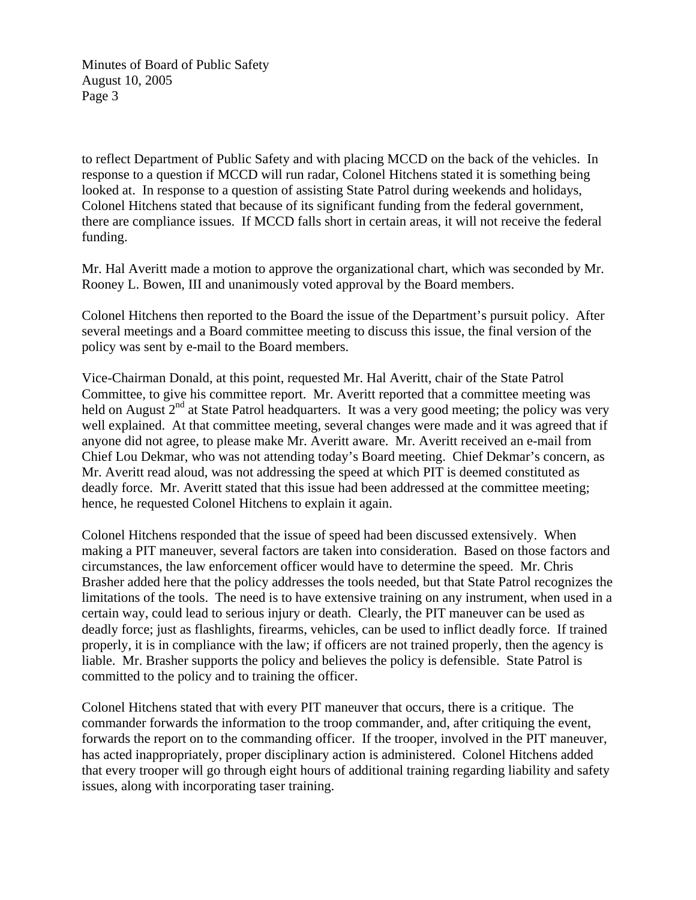to reflect Department of Public Safety and with placing MCCD on the back of the vehicles. In response to a question if MCCD will run radar, Colonel Hitchens stated it is something being looked at. In response to a question of assisting State Patrol during weekends and holidays, Colonel Hitchens stated that because of its significant funding from the federal government, there are compliance issues. If MCCD falls short in certain areas, it will not receive the federal funding.

Mr. Hal Averitt made a motion to approve the organizational chart, which was seconded by Mr. Rooney L. Bowen, III and unanimously voted approval by the Board members.

Colonel Hitchens then reported to the Board the issue of the Department's pursuit policy. After several meetings and a Board committee meeting to discuss this issue, the final version of the policy was sent by e-mail to the Board members.

Vice-Chairman Donald, at this point, requested Mr. Hal Averitt, chair of the State Patrol Committee, to give his committee report. Mr. Averitt reported that a committee meeting was held on August 2nd at State Patrol headquarters. It was a very good meeting; the policy was very well explained. At that committee meeting, several changes were made and it was agreed that if anyone did not agree, to please make Mr. Averitt aware. Mr. Averitt received an e-mail from Chief Lou Dekmar, who was not attending today's Board meeting. Chief Dekmar's concern, as Mr. Averitt read aloud, was not addressing the speed at which PIT is deemed constituted as deadly force. Mr. Averitt stated that this issue had been addressed at the committee meeting; hence, he requested Colonel Hitchens to explain it again.

Colonel Hitchens responded that the issue of speed had been discussed extensively. When making a PIT maneuver, several factors are taken into consideration. Based on those factors and circumstances, the law enforcement officer would have to determine the speed. Mr. Chris Brasher added here that the policy addresses the tools needed, but that State Patrol recognizes the limitations of the tools. The need is to have extensive training on any instrument, when used in a certain way, could lead to serious injury or death. Clearly, the PIT maneuver can be used as deadly force; just as flashlights, firearms, vehicles, can be used to inflict deadly force. If trained properly, it is in compliance with the law; if officers are not trained properly, then the agency is liable. Mr. Brasher supports the policy and believes the policy is defensible. State Patrol is committed to the policy and to training the officer.

Colonel Hitchens stated that with every PIT maneuver that occurs, there is a critique. The commander forwards the information to the troop commander, and, after critiquing the event, forwards the report on to the commanding officer. If the trooper, involved in the PIT maneuver, has acted inappropriately, proper disciplinary action is administered. Colonel Hitchens added that every trooper will go through eight hours of additional training regarding liability and safety issues, along with incorporating taser training.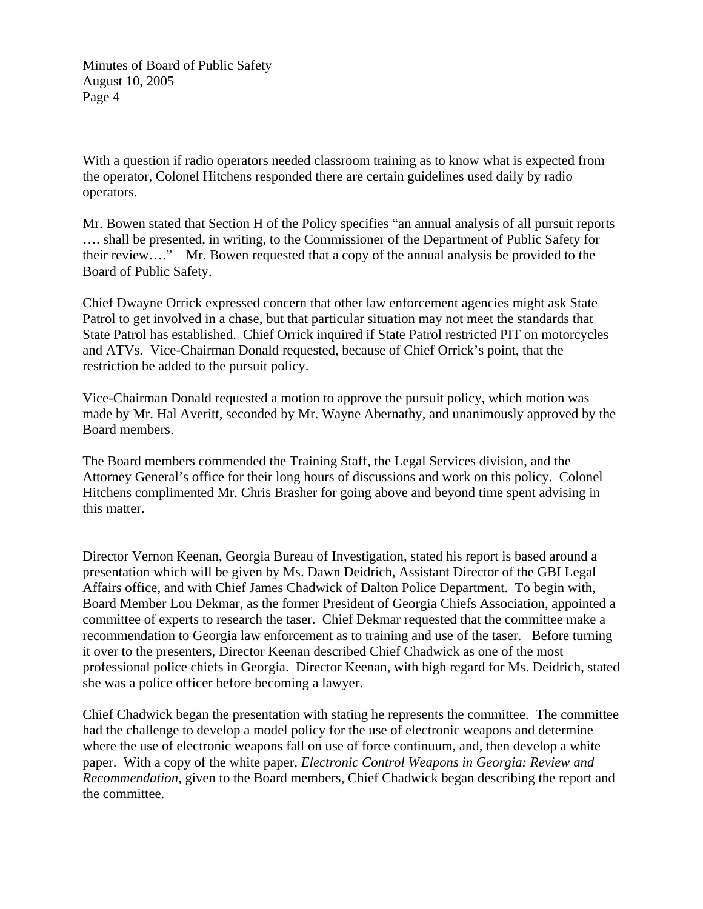With a question if radio operators needed classroom training as to know what is expected from the operator, Colonel Hitchens responded there are certain guidelines used daily by radio operators.

Mr. Bowen stated that Section H of the Policy specifies "an annual analysis of all pursuit reports …. shall be presented, in writing, to the Commissioner of the Department of Public Safety for their review…." Mr. Bowen requested that a copy of the annual analysis be provided to the Board of Public Safety.

Chief Dwayne Orrick expressed concern that other law enforcement agencies might ask State Patrol to get involved in a chase, but that particular situation may not meet the standards that State Patrol has established. Chief Orrick inquired if State Patrol restricted PIT on motorcycles and ATVs. Vice-Chairman Donald requested, because of Chief Orrick's point, that the restriction be added to the pursuit policy.

Vice-Chairman Donald requested a motion to approve the pursuit policy, which motion was made by Mr. Hal Averitt, seconded by Mr. Wayne Abernathy, and unanimously approved by the Board members.

The Board members commended the Training Staff, the Legal Services division, and the Attorney General's office for their long hours of discussions and work on this policy. Colonel Hitchens complimented Mr. Chris Brasher for going above and beyond time spent advising in this matter.

Director Vernon Keenan, Georgia Bureau of Investigation, stated his report is based around a presentation which will be given by Ms. Dawn Deidrich, Assistant Director of the GBI Legal Affairs office, and with Chief James Chadwick of Dalton Police Department. To begin with, Board Member Lou Dekmar, as the former President of Georgia Chiefs Association, appointed a committee of experts to research the taser. Chief Dekmar requested that the committee make a recommendation to Georgia law enforcement as to training and use of the taser. Before turning it over to the presenters, Director Keenan described Chief Chadwick as one of the most professional police chiefs in Georgia. Director Keenan, with high regard for Ms. Deidrich, stated she was a police officer before becoming a lawyer.

Chief Chadwick began the presentation with stating he represents the committee. The committee had the challenge to develop a model policy for the use of electronic weapons and determine where the use of electronic weapons fall on use of force continuum, and, then develop a white paper. With a copy of the white paper, *Electronic Control Weapons in Georgia: Review and Recommendation*, given to the Board members, Chief Chadwick began describing the report and the committee.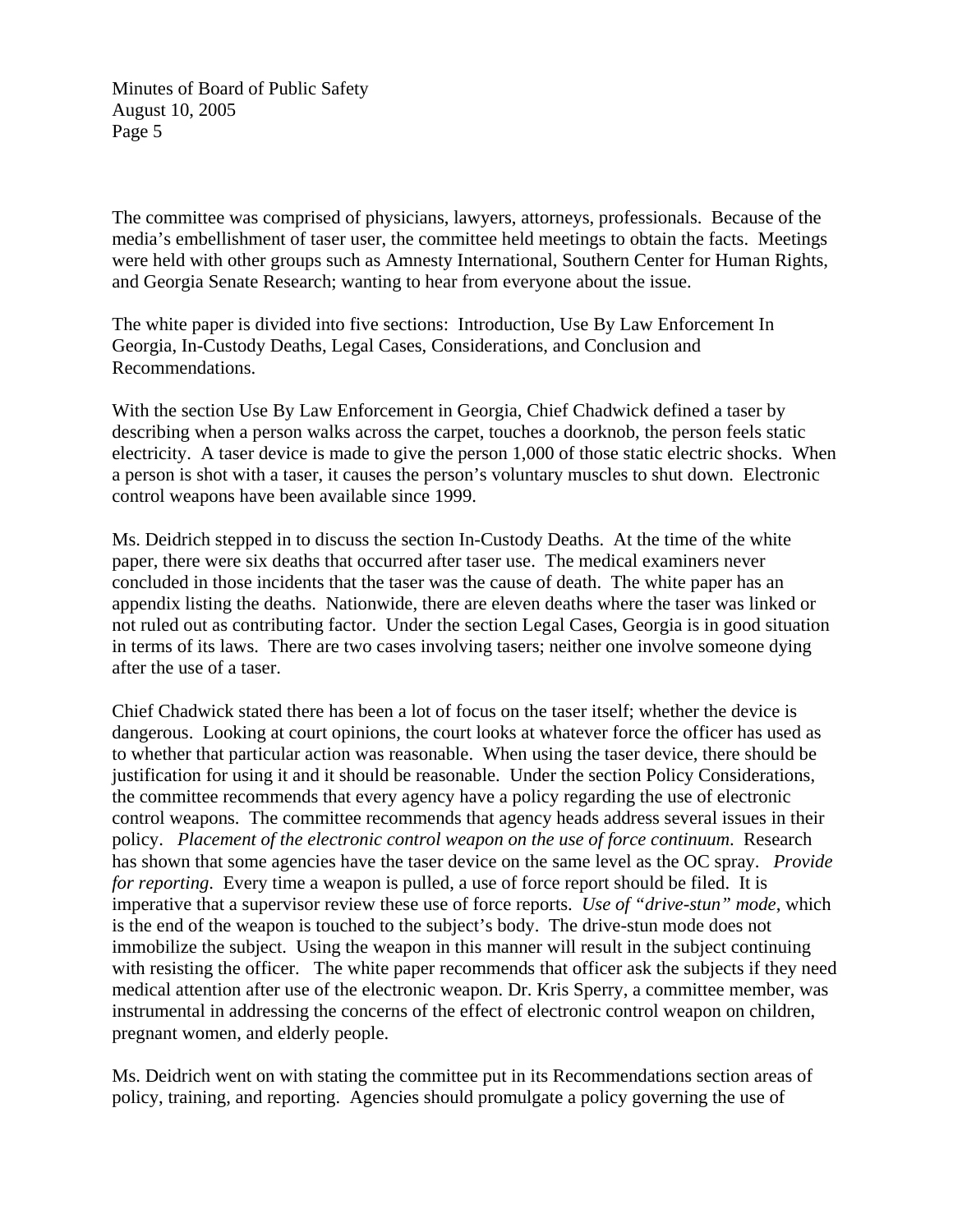The committee was comprised of physicians, lawyers, attorneys, professionals. Because of the media's embellishment of taser user, the committee held meetings to obtain the facts. Meetings were held with other groups such as Amnesty International, Southern Center for Human Rights, and Georgia Senate Research; wanting to hear from everyone about the issue.

The white paper is divided into five sections: Introduction, Use By Law Enforcement In Georgia, In-Custody Deaths, Legal Cases, Considerations, and Conclusion and Recommendations.

With the section Use By Law Enforcement in Georgia, Chief Chadwick defined a taser by describing when a person walks across the carpet, touches a doorknob, the person feels static electricity. A taser device is made to give the person 1,000 of those static electric shocks. When a person is shot with a taser, it causes the person's voluntary muscles to shut down. Electronic control weapons have been available since 1999.

Ms. Deidrich stepped in to discuss the section In-Custody Deaths. At the time of the white paper, there were six deaths that occurred after taser use. The medical examiners never concluded in those incidents that the taser was the cause of death. The white paper has an appendix listing the deaths. Nationwide, there are eleven deaths where the taser was linked or not ruled out as contributing factor. Under the section Legal Cases, Georgia is in good situation in terms of its laws. There are two cases involving tasers; neither one involve someone dying after the use of a taser.

Chief Chadwick stated there has been a lot of focus on the taser itself; whether the device is dangerous. Looking at court opinions, the court looks at whatever force the officer has used as to whether that particular action was reasonable. When using the taser device, there should be justification for using it and it should be reasonable. Under the section Policy Considerations, the committee recommends that every agency have a policy regarding the use of electronic control weapons. The committee recommends that agency heads address several issues in their policy. *Placement of the electronic control weapon on the use of force continuum*. Research has shown that some agencies have the taser device on the same level as the OC spray. *Provide for reporting*. Every time a weapon is pulled, a use of force report should be filed. It is imperative that a supervisor review these use of force reports. *Use of "drive-stun" mode*, which is the end of the weapon is touched to the subject's body. The drive-stun mode does not immobilize the subject. Using the weapon in this manner will result in the subject continuing with resisting the officer. The white paper recommends that officer ask the subjects if they need medical attention after use of the electronic weapon. Dr. Kris Sperry, a committee member, was instrumental in addressing the concerns of the effect of electronic control weapon on children, pregnant women, and elderly people.

Ms. Deidrich went on with stating the committee put in its Recommendations section areas of policy, training, and reporting. Agencies should promulgate a policy governing the use of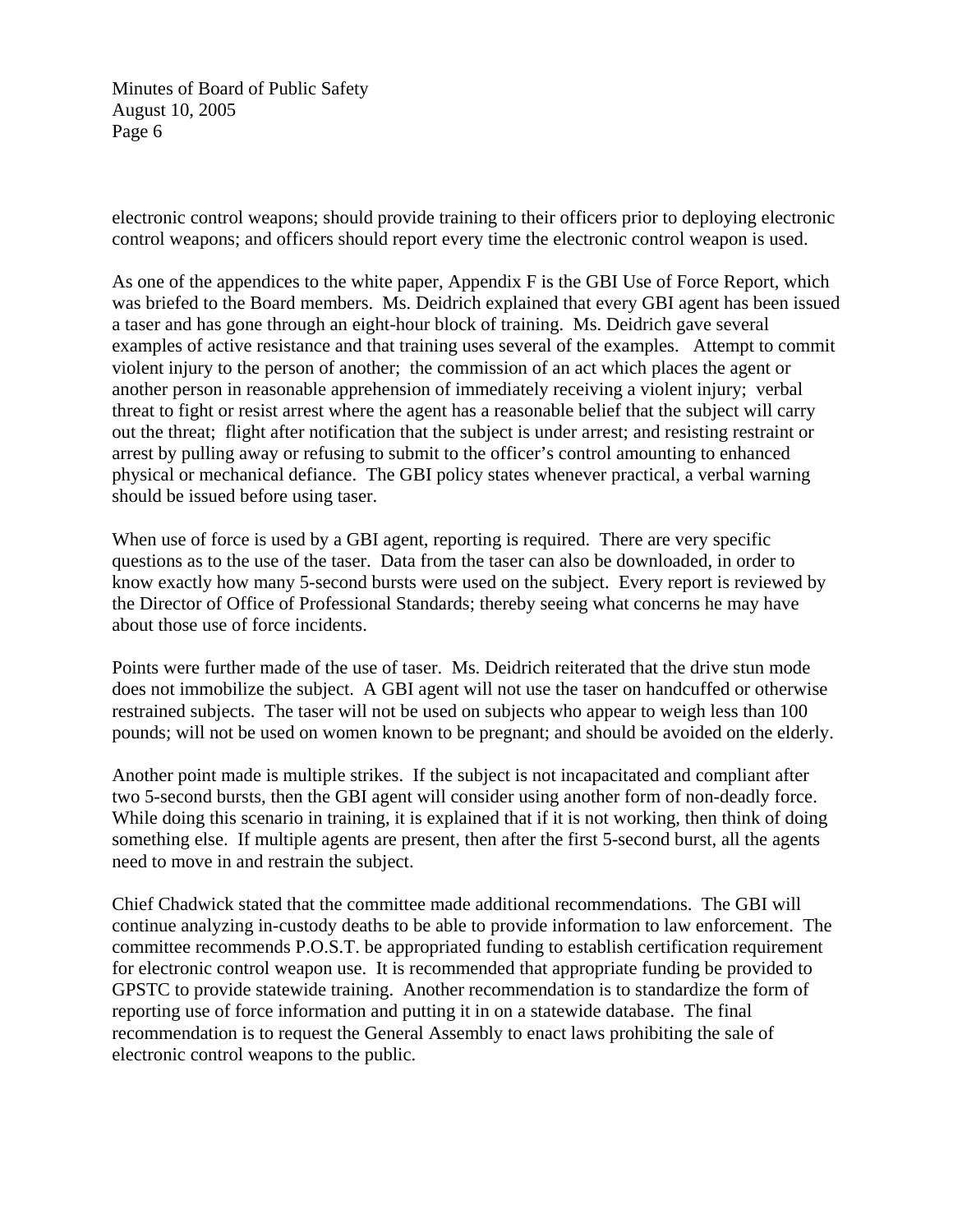electronic control weapons; should provide training to their officers prior to deploying electronic control weapons; and officers should report every time the electronic control weapon is used.

As one of the appendices to the white paper, Appendix F is the GBI Use of Force Report, which was briefed to the Board members. Ms. Deidrich explained that every GBI agent has been issued a taser and has gone through an eight-hour block of training. Ms. Deidrich gave several examples of active resistance and that training uses several of the examples. Attempt to commit violent injury to the person of another; the commission of an act which places the agent or another person in reasonable apprehension of immediately receiving a violent injury; verbal threat to fight or resist arrest where the agent has a reasonable belief that the subject will carry out the threat; flight after notification that the subject is under arrest; and resisting restraint or arrest by pulling away or refusing to submit to the officer's control amounting to enhanced physical or mechanical defiance. The GBI policy states whenever practical, a verbal warning should be issued before using taser.

When use of force is used by a GBI agent, reporting is required. There are very specific questions as to the use of the taser. Data from the taser can also be downloaded, in order to know exactly how many 5-second bursts were used on the subject. Every report is reviewed by the Director of Office of Professional Standards; thereby seeing what concerns he may have about those use of force incidents.

Points were further made of the use of taser. Ms. Deidrich reiterated that the drive stun mode does not immobilize the subject. A GBI agent will not use the taser on handcuffed or otherwise restrained subjects. The taser will not be used on subjects who appear to weigh less than 100 pounds; will not be used on women known to be pregnant; and should be avoided on the elderly.

Another point made is multiple strikes. If the subject is not incapacitated and compliant after two 5-second bursts, then the GBI agent will consider using another form of non-deadly force. While doing this scenario in training, it is explained that if it is not working, then think of doing something else. If multiple agents are present, then after the first 5-second burst, all the agents need to move in and restrain the subject.

Chief Chadwick stated that the committee made additional recommendations. The GBI will continue analyzing in-custody deaths to be able to provide information to law enforcement. The committee recommends P.O.S.T. be appropriated funding to establish certification requirement for electronic control weapon use. It is recommended that appropriate funding be provided to GPSTC to provide statewide training. Another recommendation is to standardize the form of reporting use of force information and putting it in on a statewide database. The final recommendation is to request the General Assembly to enact laws prohibiting the sale of electronic control weapons to the public.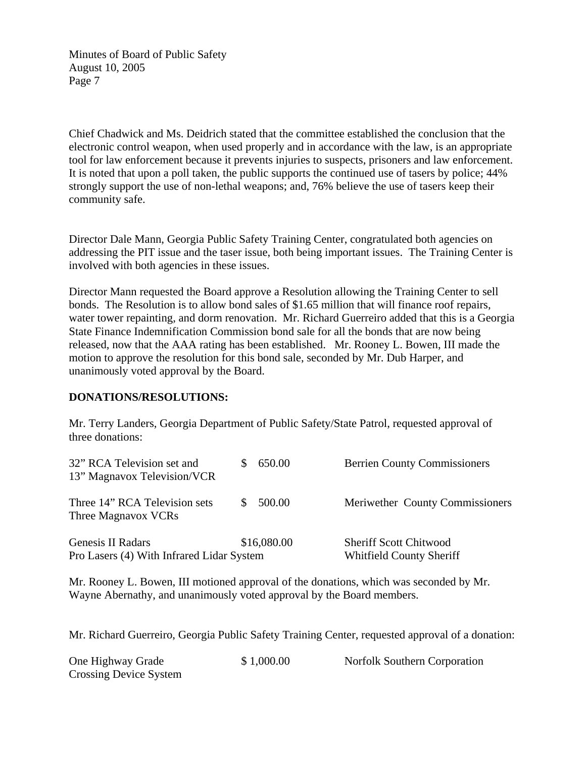Chief Chadwick and Ms. Deidrich stated that the committee established the conclusion that the electronic control weapon, when used properly and in accordance with the law, is an appropriate tool for law enforcement because it prevents injuries to suspects, prisoners and law enforcement. It is noted that upon a poll taken, the public supports the continued use of tasers by police; 44% strongly support the use of non-lethal weapons; and, 76% believe the use of tasers keep their community safe.

Director Dale Mann, Georgia Public Safety Training Center, congratulated both agencies on addressing the PIT issue and the taser issue, both being important issues. The Training Center is involved with both agencies in these issues.

Director Mann requested the Board approve a Resolution allowing the Training Center to sell bonds. The Resolution is to allow bond sales of $1.65 million that will finance roof repairs, water tower repainting, and dorm renovation. Mr. Richard Guerreiro added that this is a Georgia State Finance Indemnification Commission bond sale for all the bonds that are now being released, now that the AAA rating has been established. Mr. Rooney L. Bowen, III made the motion to approve the resolution for this bond sale, seconded by Mr. Dub Harper, and unanimously voted approval by the Board.

**DONATIONS/RESOLUTIONS:**

Mr. Terry Landers, Georgia Department of Public Safety/State Patrol, requested approval of three donations:

| | | |
|---|---|---|
| 32" RCA Television set and 13" Magnavox Television/VCR | $ 650.00 | Berrien County Commissioners |
| Three 14" RCA Television sets Three Magnavox VCRs | $ 500.00 | Meriwether County Commissioners |
| Genesis II Radars Pro Lasers (4) With Infrared Lidar System | $16,080.00 | Sheriff Scott Chitwood Whitfield County Sheriff |

Mr. Rooney L. Bowen, III motioned approval of the donations, which was seconded by Mr. Wayne Abernathy, and unanimously voted approval by the Board members.

Mr. Richard Guerreiro, Georgia Public Safety Training Center, requested approval of a donation:

| | | |
|---|---|---|
| One Highway Grade Crossing Device System | $ 1,000.00 | Norfolk Southern Corporation |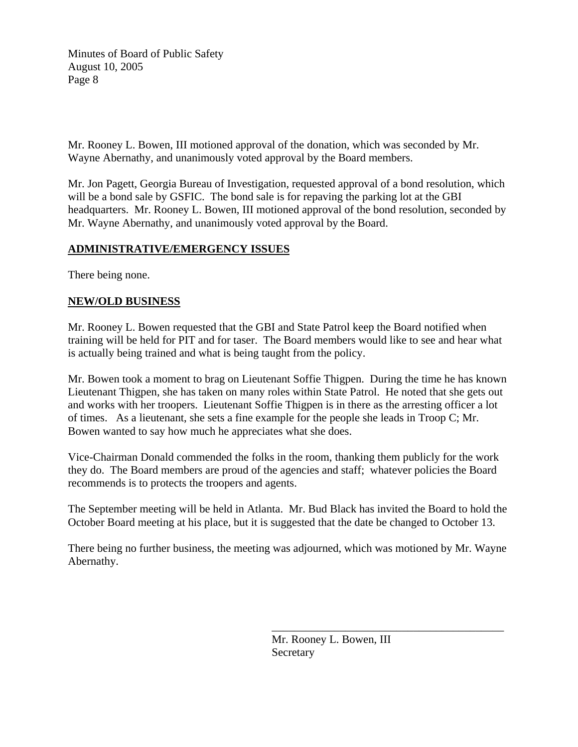Mr. Rooney L. Bowen, III motioned approval of the donation, which was seconded by Mr. Wayne Abernathy, and unanimously voted approval by the Board members.

Mr. Jon Pagett, Georgia Bureau of Investigation, requested approval of a bond resolution, which will be a bond sale by GSFIC. The bond sale is for repaving the parking lot at the GBI headquarters. Mr. Rooney L. Bowen, III motioned approval of the bond resolution, seconded by Mr. Wayne Abernathy, and unanimously voted approval by the Board.

## ADMINISTRATIVE/EMERGENCY ISSUES

There being none.

## NEW/OLD BUSINESS

Mr. Rooney L. Bowen requested that the GBI and State Patrol keep the Board notified when training will be held for PIT and for taser. The Board members would like to see and hear what is actually being trained and what is being taught from the policy.

Mr. Bowen took a moment to brag on Lieutenant Soffie Thigpen. During the time he has known Lieutenant Thigpen, she has taken on many roles within State Patrol. He noted that she gets out and works with her troopers. Lieutenant Soffie Thigpen is in there as the arresting officer a lot of times. As a lieutenant, she sets a fine example for the people she leads in Troop C; Mr. Bowen wanted to say how much he appreciates what she does.

Vice-Chairman Donald commended the folks in the room, thanking them publicly for the work they do. The Board members are proud of the agencies and staff; whatever policies the Board recommends is to protects the troopers and agents.

The September meeting will be held in Atlanta. Mr. Bud Black has invited the Board to hold the October Board meeting at his place, but it is suggested that the date be changed to October 13.

There being no further business, the meeting was adjourned, which was motioned by Mr. Wayne Abernathy.

\_\_\_\_\_\_\_\_\_\_\_\_\_\_\_\_\_\_\_\_\_\_\_\_\_\_\_\_\_\_\_\_\_\_\_\_\_\_\_\_

Mr. Rooney L. Bowen, III
Secretary